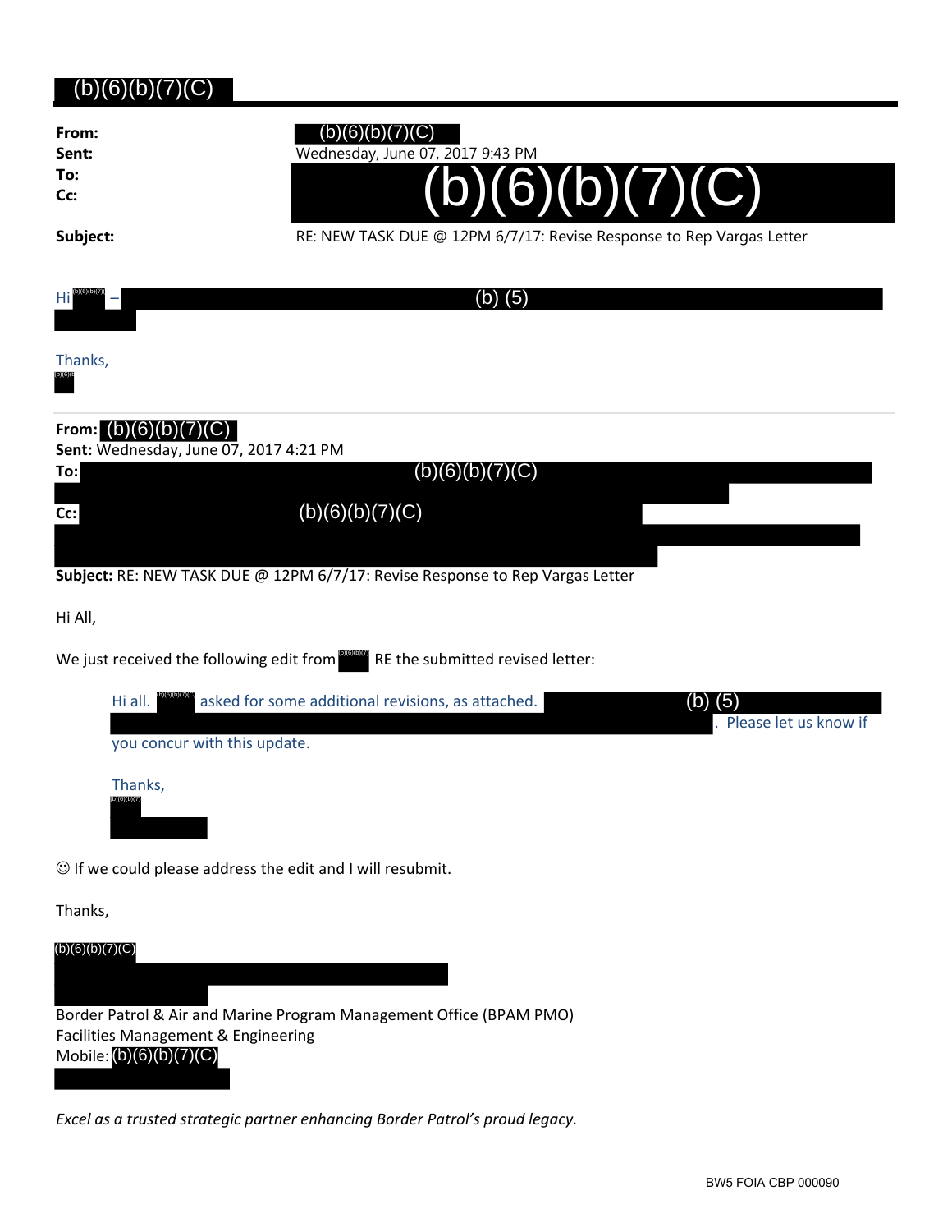(b)(6)(b)(7)(C)

**From:** (b)(6)(b)(7)(C)
**Sent:** Wednesday, June 07, 2017 9:43 PM
**To:** (b)(6)(b)(7)(C)
**Cc:**
**Subject:** RE: NEW TASK DUE @ 12PM 6/7/17: Revise Response to Rep Vargas Letter

Hi (b)(6)(b)(7) – (b) (5)

Thanks,
(b)(6)(

---

**From:** (b)(6)(b)(7)(C)
**Sent:** Wednesday, June 07, 2017 4:21 PM
**To:** (b)(6)(b)(7)(C)
**Cc:** (b)(6)(b)(7)(C)
**Subject:** RE: NEW TASK DUE @ 12PM 6/7/17: Revise Response to Rep Vargas Letter

Hi All,

We just received the following edit from (b)(6)(b)(7) RE the submitted revised letter:

> Hi all. (b)(6)(b)(7)(C) asked for some additional revisions, as attached. (b) (5). Please let us know if you concur with this update.
>
> Thanks,
> (b)(6)(b)(7)

☺ If we could please address the edit and I will resubmit.

Thanks,

(b)(6)(b)(7)(C)

Border Patrol & Air and Marine Program Management Office (BPAM PMO)
Facilities Management & Engineering
Mobile: (b)(6)(b)(7)(C)

*Excel as a trusted strategic partner enhancing Border Patrol's proud legacy.*

BW5 FOIA CBP 000090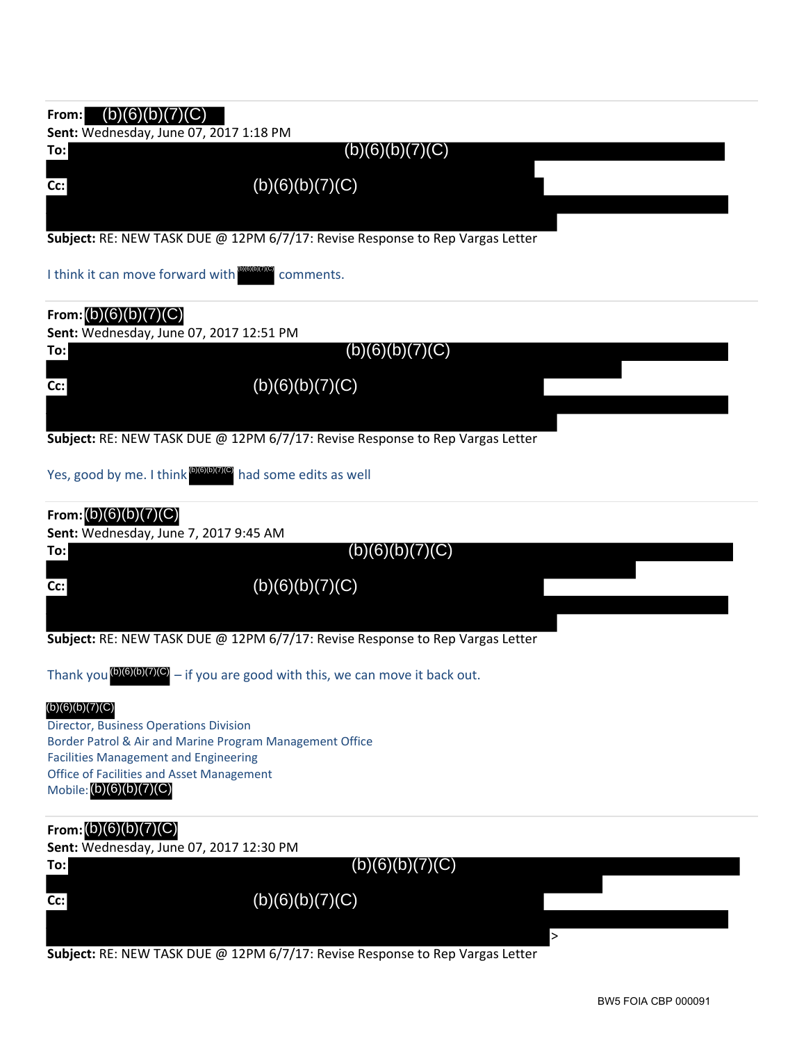**From:** (b)(6)(b)(7)(C)
**Sent:** Wednesday, June 07, 2017 1:18 PM
**To:** (b)(6)(b)(7)(C)
**Cc:** (b)(6)(b)(7)(C)
**Subject:** RE: NEW TASK DUE @ 12PM 6/7/17: Revise Response to Rep Vargas Letter

I think it can move forward with (b)(6)(b)(7)(C) comments.

---

**From:** (b)(6)(b)(7)(C)
**Sent:** Wednesday, June 07, 2017 12:51 PM
**To:** (b)(6)(b)(7)(C)
**Cc:** (b)(6)(b)(7)(C)
**Subject:** RE: NEW TASK DUE @ 12PM 6/7/17: Revise Response to Rep Vargas Letter

Yes, good by me. I think (b)(6)(b)(7)(C) had some edits as well

---

**From:** (b)(6)(b)(7)(C)
**Sent:** Wednesday, June 7, 2017 9:45 AM
**To:** (b)(6)(b)(7)(C)
**Cc:** (b)(6)(b)(7)(C)
**Subject:** RE: NEW TASK DUE @ 12PM 6/7/17: Revise Response to Rep Vargas Letter

Thank you (b)(6)(b)(7)(C) – if you are good with this, we can move it back out.

(b)(6)(b)(7)(C)
Director, Business Operations Division
Border Patrol & Air and Marine Program Management Office
Facilities Management and Engineering
Office of Facilities and Asset Management
Mobile: (b)(6)(b)(7)(C)

---

**From:** (b)(6)(b)(7)(C)
**Sent:** Wednesday, June 07, 2017 12:30 PM
**To:** (b)(6)(b)(7)(C)
**Cc:** (b)(6)(b)(7)(C) >
**Subject:** RE: NEW TASK DUE @ 12PM 6/7/17: Revise Response to Rep Vargas Letter

BW5 FOIA CBP 000091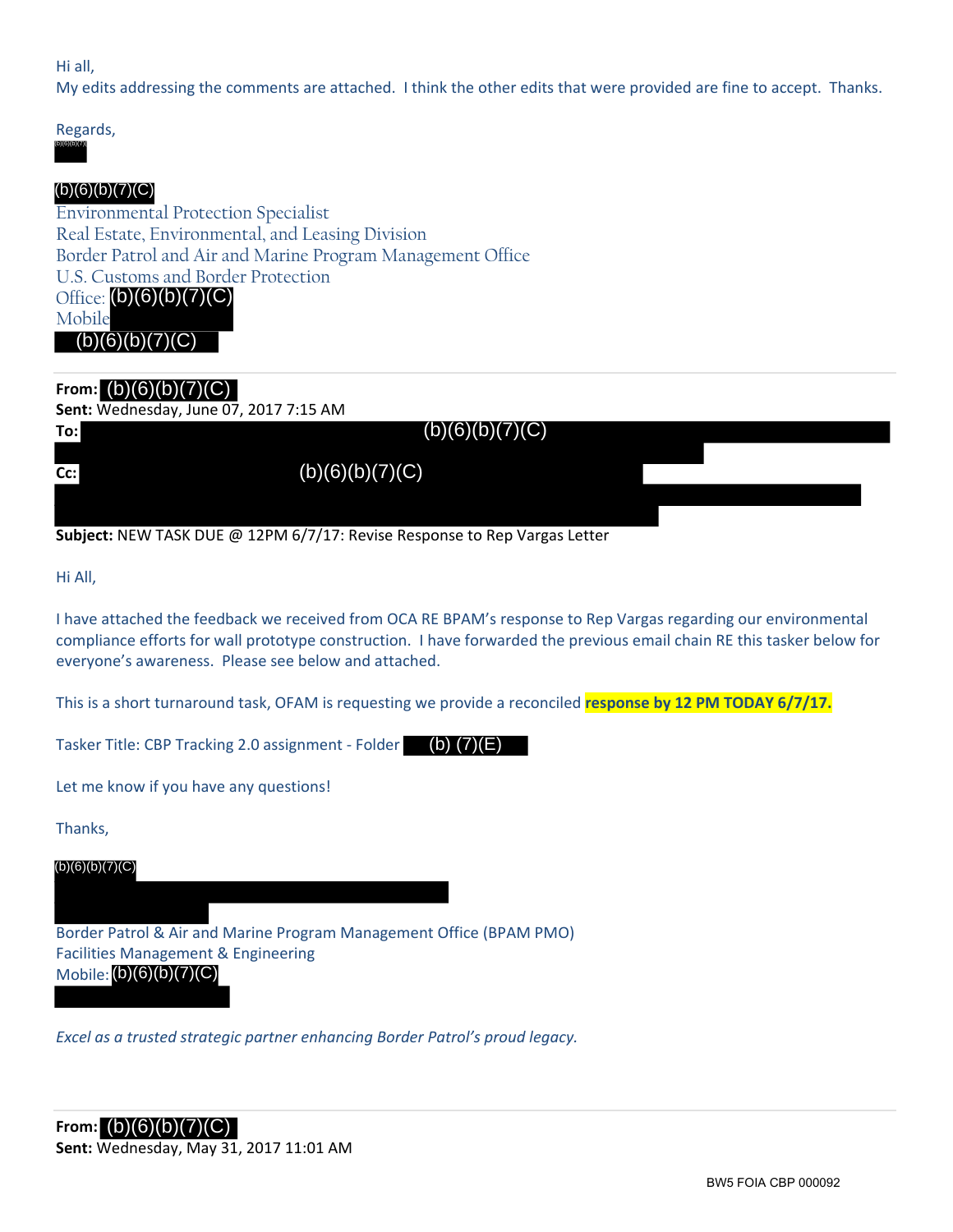Hi all,
My edits addressing the comments are attached. I think the other edits that were provided are fine to accept. Thanks.

Regards,
(b)(6)(b)(7)(C)

(b)(6)(b)(7)(C)
Environmental Protection Specialist
Real Estate, Environmental, and Leasing Division
Border Patrol and Air and Marine Program Management Office
U.S. Customs and Border Protection
Office: (b)(6)(b)(7)(C)
Mobile (b)(6)(b)(7)(C)

---

**From:** (b)(6)(b)(7)(C)
**Sent:** Wednesday, June 07, 2017 7:15 AM
**To:** (b)(6)(b)(7)(C)
**Cc:** (b)(6)(b)(7)(C)
**Subject:** NEW TASK DUE @ 12PM 6/7/17: Revise Response to Rep Vargas Letter

Hi All,

I have attached the feedback we received from OCA RE BPAM's response to Rep Vargas regarding our environmental compliance efforts for wall prototype construction. I have forwarded the previous email chain RE this tasker below for everyone's awareness. Please see below and attached.

This is a short turnaround task, OFAM is requesting we provide a reconciled **response by 12 PM TODAY 6/7/17.**

Tasker Title: CBP Tracking 2.0 assignment - Folder (b) (7)(E)

Let me know if you have any questions!

Thanks,

(b)(6)(b)(7)(C)

Border Patrol & Air and Marine Program Management Office (BPAM PMO)
Facilities Management & Engineering
Mobile: (b)(6)(b)(7)(C)

*Excel as a trusted strategic partner enhancing Border Patrol's proud legacy.*

---

**From:** (b)(6)(b)(7)(C)
**Sent:** Wednesday, May 31, 2017 11:01 AM

BW5 FOIA CBP 000092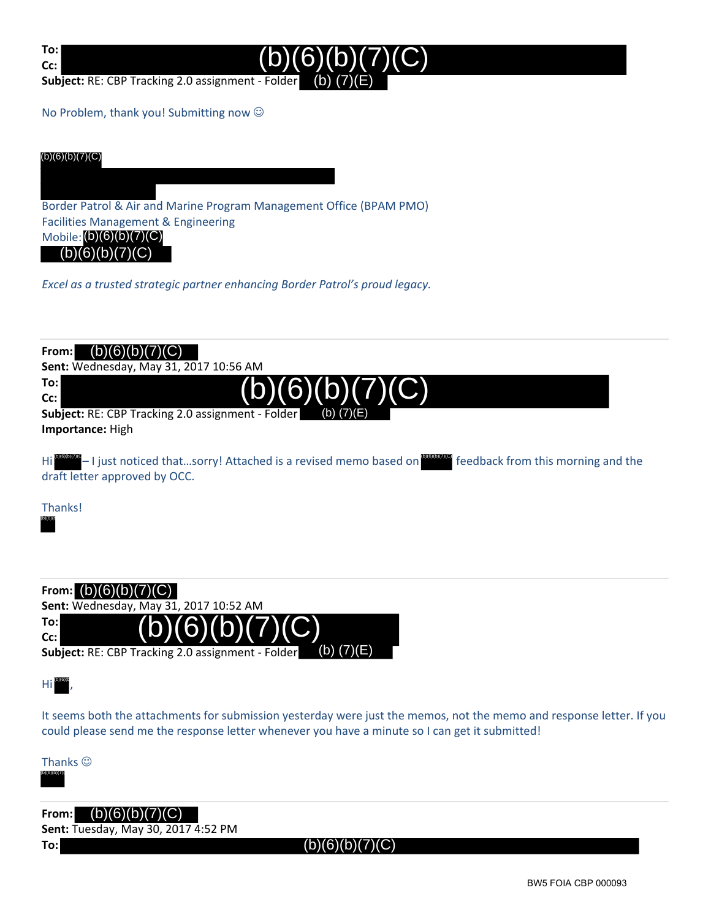**To:** (b)(6)(b)(7)(C)
**Cc:**
**Subject:** RE: CBP Tracking 2.0 assignment - Folder (b) (7)(E)

No Problem, thank you! Submitting now ☺

(b)(6)(b)(7)(C)

Border Patrol & Air and Marine Program Management Office (BPAM PMO)
Facilities Management & Engineering
Mobile: (b)(6)(b)(7)(C)
(b)(6)(b)(7)(C)

*Excel as a trusted strategic partner enhancing Border Patrol's proud legacy.*

---

**From:** (b)(6)(b)(7)(C)
**Sent:** Wednesday, May 31, 2017 10:56 AM
**To:** (b)(6)(b)(7)(C)
**Cc:**
**Subject:** RE: CBP Tracking 2.0 assignment - Folder (b) (7)(E)
**Importance:** High

Hi (b)(6)(b)(7)(C) – I just noticed that…sorry! Attached is a revised memo based on (b)(6)(b)(7)(C) feedback from this morning and the draft letter approved by OCC.

Thanks!
(b)(6)(b)

---

**From:** (b)(6)(b)(7)(C)
**Sent:** Wednesday, May 31, 2017 10:52 AM
**To:** (b)(6)(b)(7)(C)
**Cc:**
**Subject:** RE: CBP Tracking 2.0 assignment - Folder (b) (7)(E)

Hi (b)(6)(b),

It seems both the attachments for submission yesterday were just the memos, not the memo and response letter. If you could please send me the response letter whenever you have a minute so I can get it submitted!

Thanks ☺
(b)(6)(b)(7)

---

**From:** (b)(6)(b)(7)(C)
**Sent:** Tuesday, May 30, 2017 4:52 PM
**To:** (b)(6)(b)(7)(C)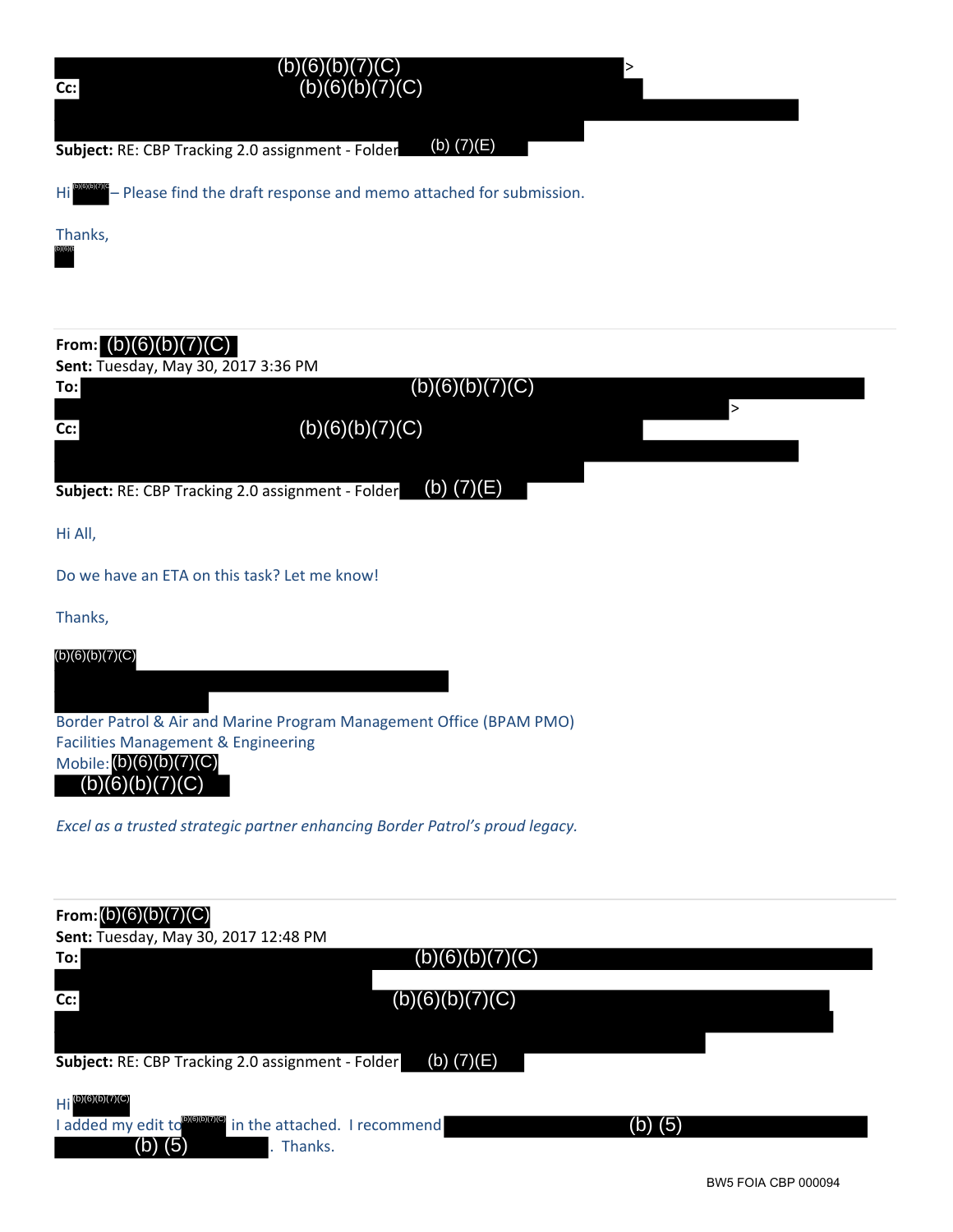(b)(6)(b)(7)(C) >
**Cc:** (b)(6)(b)(7)(C)

**Subject:** RE: CBP Tracking 2.0 assignment - Folder (b) (7)(E)

Hi (b)(6)(b)(7)(C) – Please find the draft response and memo attached for submission.

Thanks,
(b)(6)(

---

**From:** (b)(6)(b)(7)(C)
**Sent:** Tuesday, May 30, 2017 3:36 PM
**To:** (b)(6)(b)(7)(C) >
**Cc:** (b)(6)(b)(7)(C)
**Subject:** RE: CBP Tracking 2.0 assignment - Folder (b) (7)(E)

Hi All,

Do we have an ETA on this task? Let me know!

Thanks,

(b)(6)(b)(7)(C)

Border Patrol & Air and Marine Program Management Office (BPAM PMO)
Facilities Management & Engineering
Mobile: (b)(6)(b)(7)(C)
(b)(6)(b)(7)(C)

*Excel as a trusted strategic partner enhancing Border Patrol's proud legacy.*

---

**From:** (b)(6)(b)(7)(C)
**Sent:** Tuesday, May 30, 2017 12:48 PM
**To:** (b)(6)(b)(7)(C)
**Cc:** (b)(6)(b)(7)(C)
**Subject:** RE: CBP Tracking 2.0 assignment - Folder (b) (7)(E)

Hi (b)(6)(b)(7)(C)
I added my edit to (b)(6)(b)(7)(C) in the attached. I recommend (b) (5) (b) (5). Thanks.

BW5 FOIA CBP 000094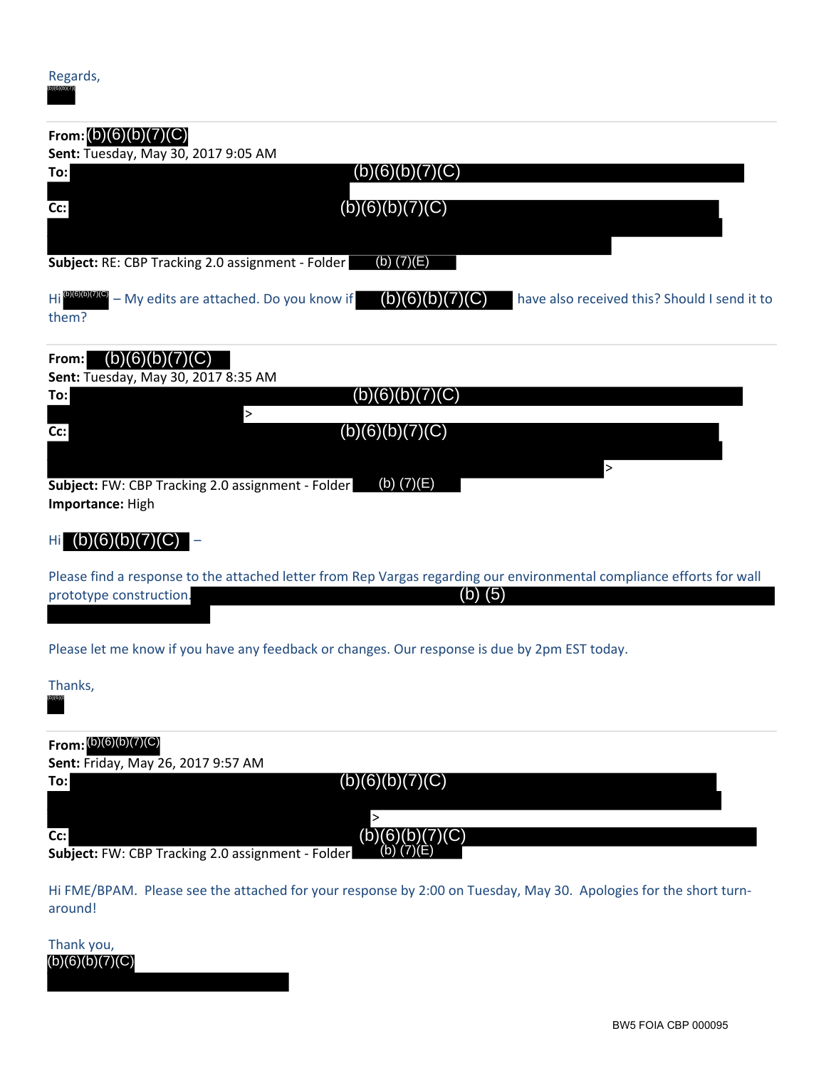Regards,
(b)(6)(b)(7)(C)

**From:** (b)(6)(b)(7)(C)
**Sent:** Tuesday, May 30, 2017 9:05 AM
**To:** (b)(6)(b)(7)(C)
**Cc:** (b)(6)(b)(7)(C)
**Subject:** RE: CBP Tracking 2.0 assignment - Folder (b) (7)(E)

Hi (b)(6)(b)(7)(C) – My edits are attached. Do you know if (b)(6)(b)(7)(C) have also received this? Should I send it to them?

**From:** (b)(6)(b)(7)(C)
**Sent:** Tuesday, May 30, 2017 8:35 AM
**To:** (b)(6)(b)(7)(C) >
**Cc:** (b)(6)(b)(7)(C) >
**Subject:** FW: CBP Tracking 2.0 assignment - Folder (b) (7)(E)
**Importance:** High

Hi (b)(6)(b)(7)(C) –

Please find a response to the attached letter from Rep Vargas regarding our environmental compliance efforts for wall prototype construction. (b) (5)

Please let me know if you have any feedback or changes. Our response is due by 2pm EST today.

Thanks,
(b)(6)

**From:** (b)(6)(b)(7)(C)
**Sent:** Friday, May 26, 2017 9:57 AM
**To:** (b)(6)(b)(7)(C) >
**Cc:** (b)(6)(b)(7)(C)
**Subject:** FW: CBP Tracking 2.0 assignment - Folder (b) (7)(E)

Hi FME/BPAM. Please see the attached for your response by 2:00 on Tuesday, May 30. Apologies for the short turn-around!

Thank you,
(b)(6)(b)(7)(C)

BW5 FOIA CBP 000095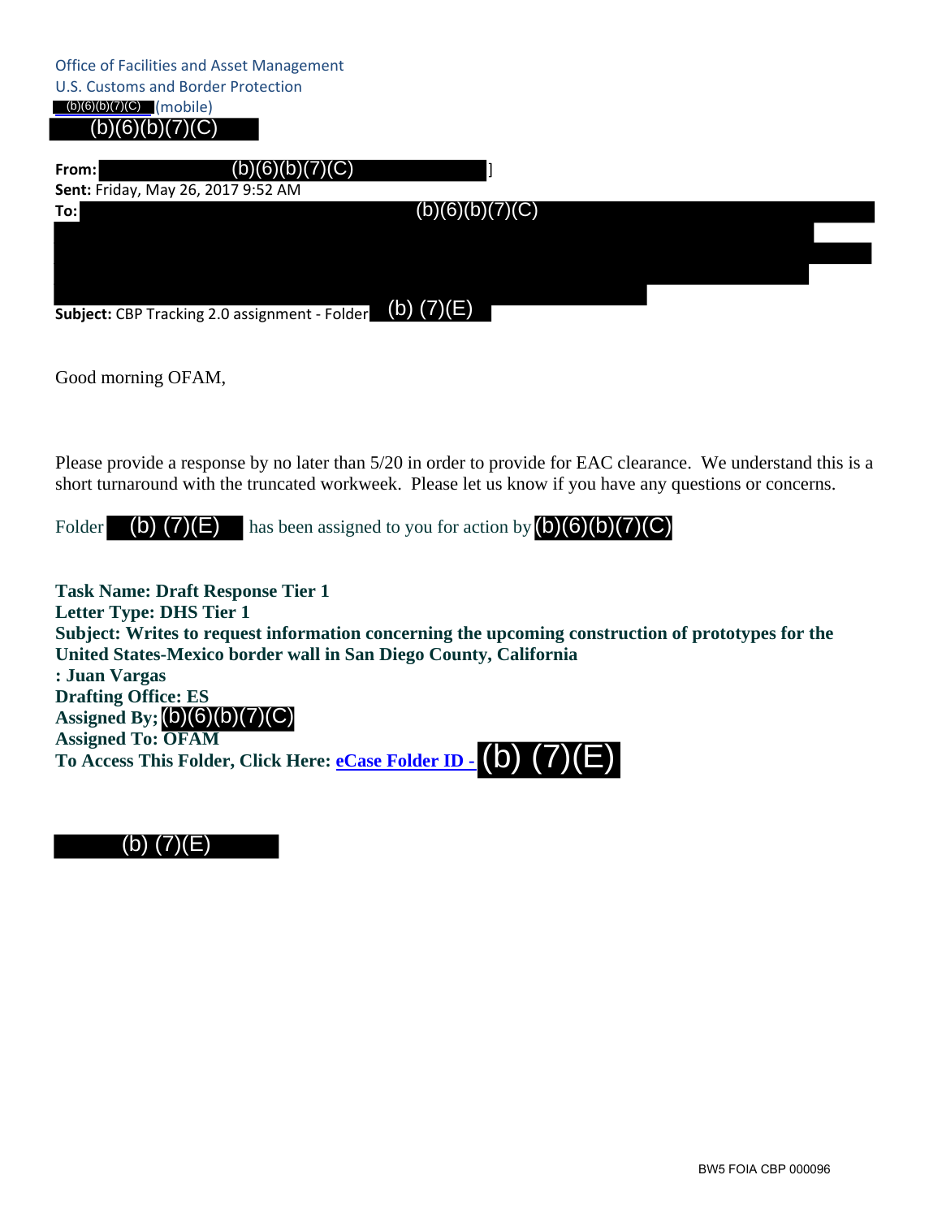Office of Facilities and Asset Management
U.S. Customs and Border Protection
(b)(6)(b)(7)(C) (mobile)
(b)(6)(b)(7)(C)

**From:** (b)(6)(b)(7)(C) ]
**Sent:** Friday, May 26, 2017 9:52 AM
**To:** (b)(6)(b)(7)(C)
**Subject:** CBP Tracking 2.0 assignment - Folder (b) (7)(E)

Good morning OFAM,

Please provide a response by no later than 5/20 in order to provide for EAC clearance. We understand this is a short turnaround with the truncated workweek. Please let us know if you have any questions or concerns.

Folder (b) (7)(E) has been assigned to you for action by (b)(6)(b)(7)(C)

**Task Name: Draft Response Tier 1**
**Letter Type: DHS Tier 1**
**Subject: Writes to request information concerning the upcoming construction of prototypes for the United States-Mexico border wall in San Diego County, California**
**: Juan Vargas**
**Drafting Office: ES**
**Assigned By; (b)(6)(b)(7)(C)**
**Assigned To: OFAM**
**To Access This Folder, Click Here: eCase Folder ID - (b) (7)(E)**

(b) (7)(E)

BW5 FOIA CBP 000096